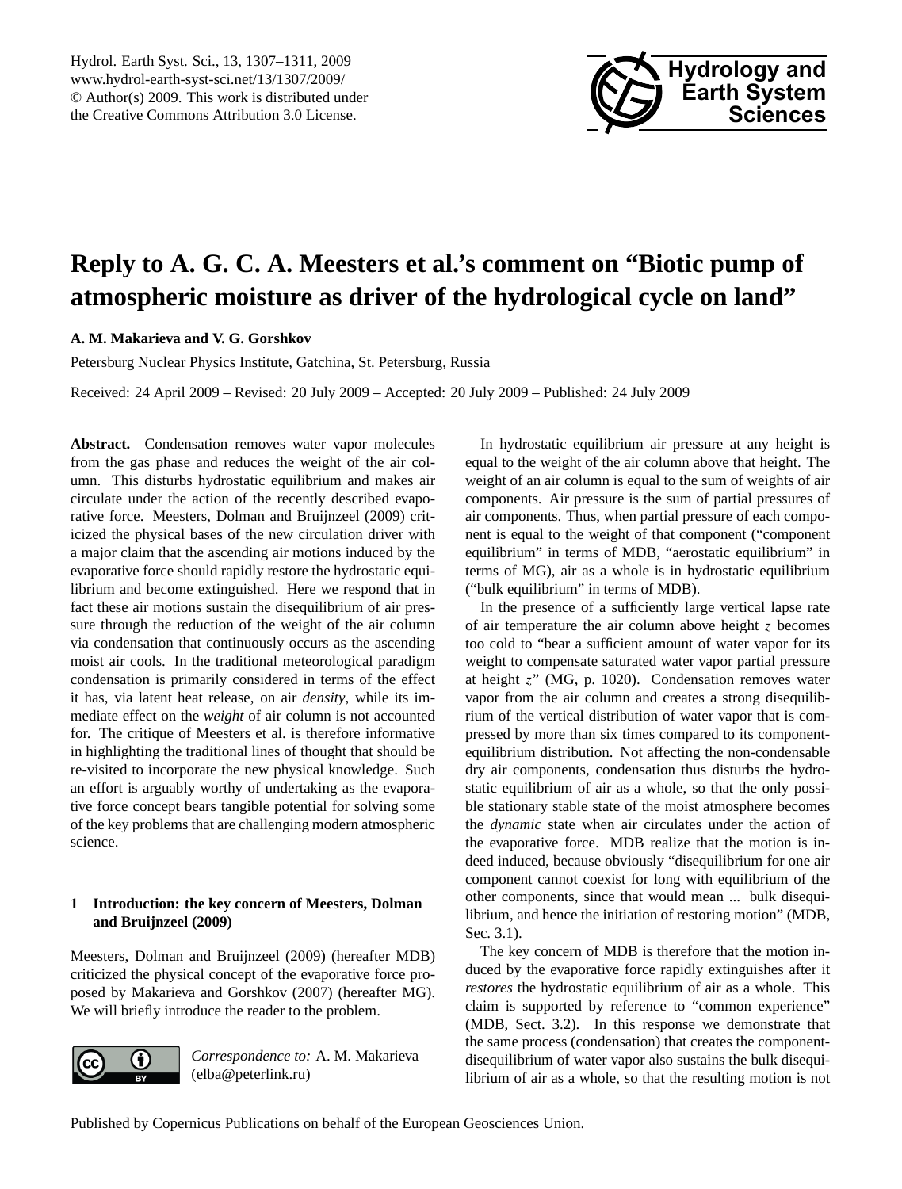# Reply to A. G. C. A. Meesters et al.'s comment on "Biotic pump of atmospheric moisture as driver of the hydrological cycle on land"

**A. M. Makarieva and V. G. Gorshkov**

Petersburg Nuclear Physics Institute, Gatchina, St. Petersburg, Russia

Received: 24 April 2009 – Revised: 20 July 2009 – Accepted: 20 July 2009 – Published: 24 July 2009

**Abstract.** Condensation removes water vapor molecules from the gas phase and reduces the weight of the air column. This disturbs hydrostatic equilibrium and makes air circulate under the action of the recently described evaporative force. Meesters, Dolman and Bruijnzeel (2009) criticized the physical bases of the new circulation driver with a major claim that the ascending air motions induced by the evaporative force should rapidly restore the hydrostatic equilibrium and become extinguished. Here we respond that in fact these air motions sustain the disequilibrium of air pressure through the reduction of the weight of the air column via condensation that continuously occurs as the ascending moist air cools. In the traditional meteorological paradigm condensation is primarily considered in terms of the effect it has, via latent heat release, on air *density*, while its immediate effect on the *weight* of air column is not accounted for. The critique of Meesters et al. is therefore informative in highlighting the traditional lines of thought that should be re-visited to incorporate the new physical knowledge. Such an effort is arguably worthy of undertaking as the evaporative force concept bears tangible potential for solving some of the key problems that are challenging modern atmospheric science.

## 1 Introduction: the key concern of Meesters, Dolman and Bruijnzeel (2009)

Meesters, Dolman and Bruijnzeel (2009) (hereafter MDB) criticized the physical concept of the evaporative force proposed by Makarieva and Gorshkov (2007) (hereafter MG). We will briefly introduce the reader to the problem.

In hydrostatic equilibrium air pressure at any height is equal to the weight of the air column above that height. The weight of an air column is equal to the sum of weights of air components. Air pressure is the sum of partial pressures of air components. Thus, when partial pressure of each component is equal to the weight of that component ("component equilibrium" in terms of MDB, "aerostatic equilibrium" in terms of MG), air as a whole is in hydrostatic equilibrium ("bulk equilibrium" in terms of MDB).

In the presence of a sufficiently large vertical lapse rate of air temperature the air column above height $z$ becomes too cold to "bear a sufficient amount of water vapor for its weight to compensate saturated water vapor partial pressure at height $z$" (MG, p. 1020). Condensation removes water vapor from the air column and creates a strong disequilibrium of the vertical distribution of water vapor that is compressed by more than six times compared to its component-equilibrium distribution. Not affecting the non-condensable dry air components, condensation thus disturbs the hydrostatic equilibrium of air as a whole, so that the only possible stationary stable state of the moist atmosphere becomes the *dynamic* state when air circulates under the action of the evaporative force. MDB realize that the motion is indeed induced, because obviously "disequilibrium for one air component cannot coexist for long with equilibrium of the other components, since that would mean ... bulk disequilibrium, and hence the initiation of restoring motion" (MDB, Sec. 3.1).

The key concern of MDB is therefore that the motion induced by the evaporative force rapidly extinguishes after it *restores* the hydrostatic equilibrium of air as a whole. This claim is supported by reference to "common experience" (MDB, Sect. 3.2). In this response we demonstrate that the same process (condensation) that creates the component-disequilibrium of water vapor also sustains the bulk disequilibrium of air as a whole, so that the resulting motion is not

*Correspondence to:* A. M. Makarieva (elba@peterlink.ru)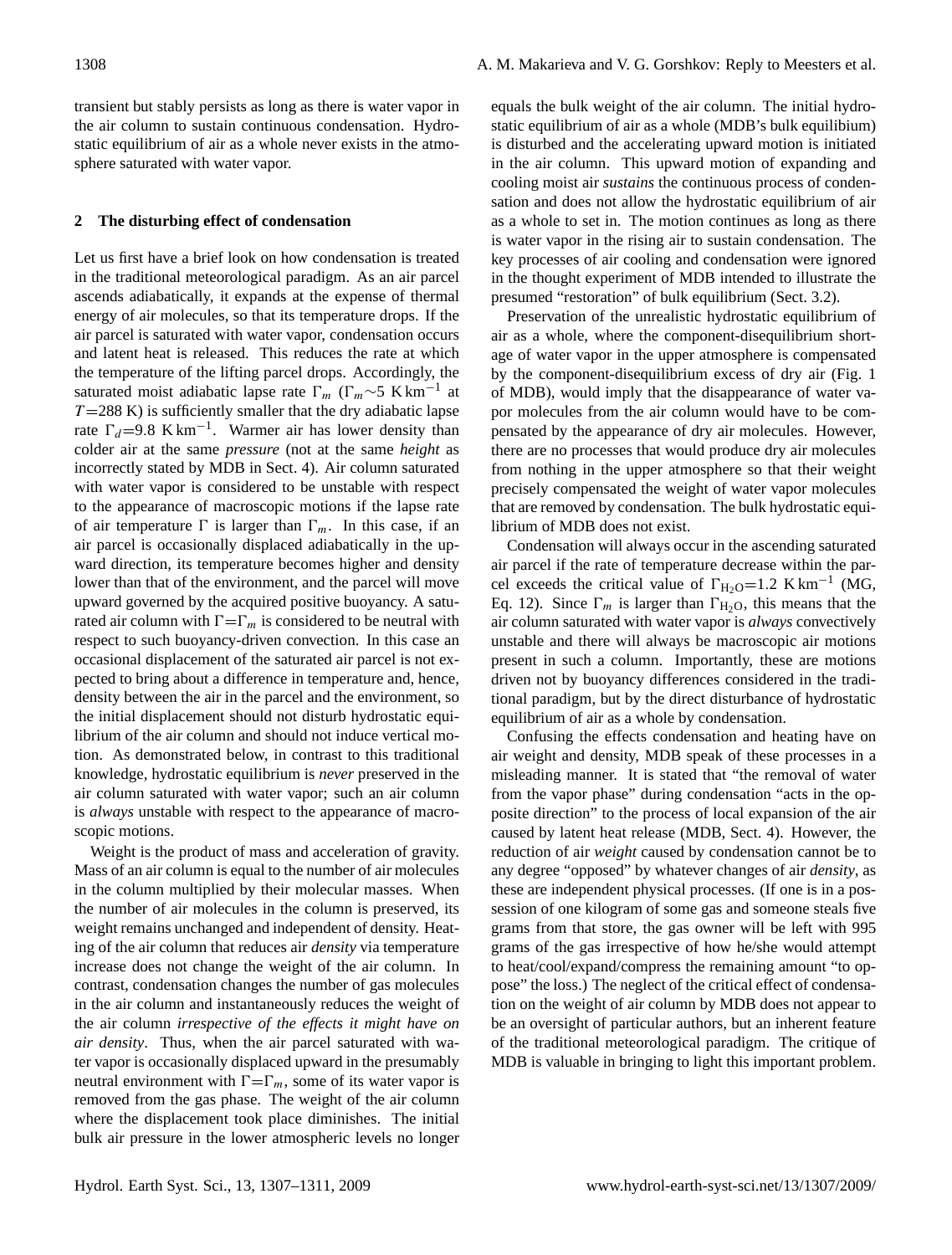transient but stably persists as long as there is water vapor in the air column to sustain continuous condensation. Hydrostatic equilibrium of air as a whole never exists in the atmosphere saturated with water vapor.

## 2 The disturbing effect of condensation

Let us first have a brief look on how condensation is treated in the traditional meteorological paradigm. As an air parcel ascends adiabatically, it expands at the expense of thermal energy of air molecules, so that its temperature drops. If the air parcel is saturated with water vapor, condensation occurs and latent heat is released. This reduces the rate at which the temperature of the lifting parcel drops. Accordingly, the saturated moist adiabatic lapse rate $\Gamma_m$ ($\Gamma_m \sim 5$ K km$^{-1}$ at $T$=288 K) is sufficiently smaller that the dry adiabatic lapse rate $\Gamma_d$=9.8 K km$^{-1}$. Warmer air has lower density than colder air at the same *pressure* (not at the same *height* as incorrectly stated by MDB in Sect. 4). Air column saturated with water vapor is considered to be unstable with respect to the appearance of macroscopic motions if the lapse rate of air temperature $\Gamma$ is larger than $\Gamma_m$. In this case, if an air parcel is occasionally displaced adiabatically in the upward direction, its temperature becomes higher and density lower than that of the environment, and the parcel will move upward governed by the acquired positive buoyancy. A saturated air column with $\Gamma = \Gamma_m$ is considered to be neutral with respect to such buoyancy-driven convection. In this case an occasional displacement of the saturated air parcel is not expected to bring about a difference in temperature and, hence, density between the air in the parcel and the environment, so the initial displacement should not disturb hydrostatic equilibrium of the air column and should not induce vertical motion. As demonstrated below, in contrast to this traditional knowledge, hydrostatic equilibrium is *never* preserved in the air column saturated with water vapor; such an air column is *always* unstable with respect to the appearance of macroscopic motions.

Weight is the product of mass and acceleration of gravity. Mass of an air column is equal to the number of air molecules in the column multiplied by their molecular masses. When the number of air molecules in the column is preserved, its weight remains unchanged and independent of density. Heating of the air column that reduces air *density* via temperature increase does not change the weight of the air column. In contrast, condensation changes the number of gas molecules in the air column and instantaneously reduces the weight of the air column *irrespective of the effects it might have on air density*. Thus, when the air parcel saturated with water vapor is occasionally displaced upward in the presumably neutral environment with $\Gamma = \Gamma_m$, some of its water vapor is removed from the gas phase. The weight of the air column where the displacement took place diminishes. The initial bulk air pressure in the lower atmospheric levels no longer equals the bulk weight of the air column. The initial hydrostatic equilibrium of air as a whole (MDB's bulk equilibium) is disturbed and the accelerating upward motion is initiated in the air column. This upward motion of expanding and cooling moist air *sustains* the continuous process of condensation and does not allow the hydrostatic equilibrium of air as a whole to set in. The motion continues as long as there is water vapor in the rising air to sustain condensation. The key processes of air cooling and condensation were ignored in the thought experiment of MDB intended to illustrate the presumed "restoration" of bulk equilibrium (Sect. 3.2).

Preservation of the unrealistic hydrostatic equilibrium of air as a whole, where the component-disequilibrium shortage of water vapor in the upper atmosphere is compensated by the component-disequilibrium excess of dry air (Fig. 1 of MDB), would imply that the disappearance of water vapor molecules from the air column would have to be compensated by the appearance of dry air molecules. However, there are no processes that would produce dry air molecules from nothing in the upper atmosphere so that their weight precisely compensated the weight of water vapor molecules that are removed by condensation. The bulk hydrostatic equilibrium of MDB does not exist.

Condensation will always occur in the ascending saturated air parcel if the rate of temperature decrease within the parcel exceeds the critical value of $\Gamma_{H_2O}$=1.2 K km$^{-1}$ (MG, Eq. 12). Since $\Gamma_m$ is larger than $\Gamma_{H_2O}$, this means that the air column saturated with water vapor is *always* convectively unstable and there will always be macroscopic air motions present in such a column. Importantly, these are motions driven not by buoyancy differences considered in the traditional paradigm, but by the direct disturbance of hydrostatic equilibrium of air as a whole by condensation.

Confusing the effects condensation and heating have on air weight and density, MDB speak of these processes in a misleading manner. It is stated that "the removal of water from the vapor phase" during condensation "acts in the opposite direction" to the process of local expansion of the air caused by latent heat release (MDB, Sect. 4). However, the reduction of air *weight* caused by condensation cannot be to any degree "opposed" by whatever changes of air *density*, as these are independent physical processes. (If one is in a possession of one kilogram of some gas and someone steals five grams from that store, the gas owner will be left with 995 grams of the gas irrespective of how he/she would attempt to heat/cool/expand/compress the remaining amount "to oppose" the loss.) The neglect of the critical effect of condensation on the weight of air column by MDB does not appear to be an oversight of particular authors, but an inherent feature of the traditional meteorological paradigm. The critique of MDB is valuable in bringing to light this important problem.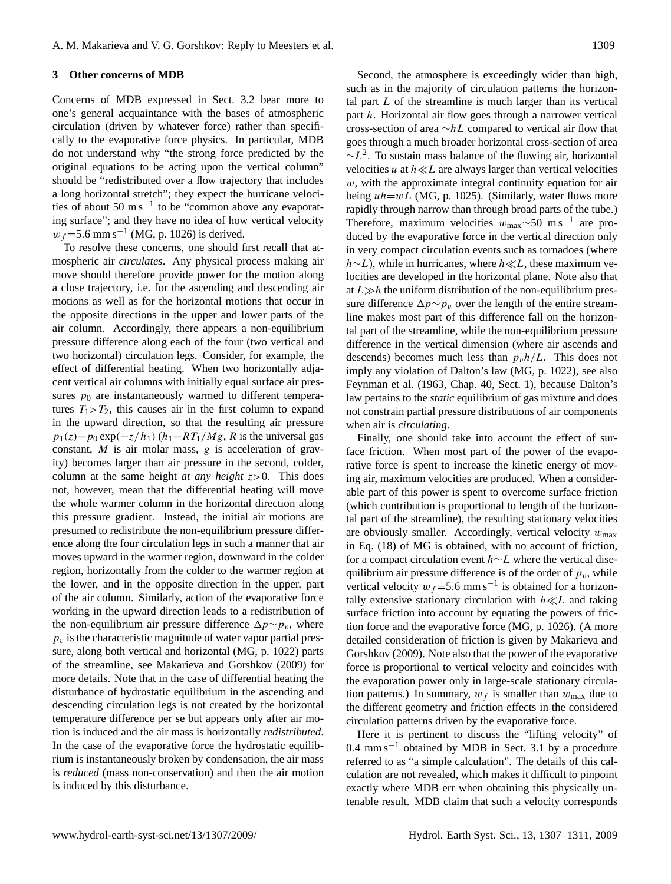## 3 Other concerns of MDB

Concerns of MDB expressed in Sect. 3.2 bear more to one's general acquaintance with the bases of atmospheric circulation (driven by whatever force) rather than specifically to the evaporative force physics. In particular, MDB do not understand why "the strong force predicted by the original equations to be acting upon the vertical column" should be "redistributed over a flow trajectory that includes a long horizontal stretch"; they expect the hurricane velocities of about 50 $\mathrm{m\,s^{-1}}$ to be "common above any evaporating surface"; and they have no idea of how vertical velocity $w_f$=5.6 $\mathrm{mm\,s^{-1}}$ (MG, p. 1026) is derived.

To resolve these concerns, one should first recall that atmospheric air *circulates*. Any physical process making air move should therefore provide power for the motion along a close trajectory, i.e. for the ascending and descending air motions as well as for the horizontal motions that occur in the opposite directions in the upper and lower parts of the air column. Accordingly, there appears a non-equilibrium pressure difference along each of the four (two vertical and two horizontal) circulation legs. Consider, for example, the effect of differential heating. When two horizontally adjacent vertical air columns with initially equal surface air pressures $p_0$ are instantaneously warmed to different temperatures $T_1 > T_2$, this causes air in the first column to expand in the upward direction, so that the resulting air pressure $p_1(z) = p_0 \exp(-z/h_1)$ ($h_1 = RT_1/Mg$, $R$ is the universal gas constant, $M$ is air molar mass, $g$ is acceleration of gravity) becomes larger than air pressure in the second, colder, column at the same height *at any height* $z > 0$. This does not, however, mean that the differential heating will move the whole warmer column in the horizontal direction along this pressure gradient. Instead, the initial air motions are presumed to redistribute the non-equilibrium pressure difference along the four circulation legs in such a manner that air moves upward in the warmer region, downward in the colder region, horizontally from the colder to the warmer region at the lower, and in the opposite direction in the upper, part of the air column. Similarly, action of the evaporative force working in the upward direction leads to a redistribution of the non-equilibrium air pressure difference $\Delta p \sim p_v$, where $p_v$ is the characteristic magnitude of water vapor partial pressure, along both vertical and horizontal (MG, p. 1022) parts of the streamline, see Makarieva and Gorshkov (2009) for more details. Note that in the case of differential heating the disturbance of hydrostatic equilibrium in the ascending and descending circulation legs is not created by the horizontal temperature difference per se but appears only after air motion is induced and the air mass is horizontally *redistributed*. In the case of the evaporative force the hydrostatic equilibrium is instantaneously broken by condensation, the air mass is *reduced* (mass non-conservation) and then the air motion is induced by this disturbance.

Second, the atmosphere is exceedingly wider than high, such as in the majority of circulation patterns the horizontal part $L$ of the streamline is much larger than its vertical part $h$. Horizontal air flow goes through a narrower vertical cross-section of area $\sim hL$ compared to vertical air flow that goes through a much broader horizontal cross-section of area $\sim L^2$. To sustain mass balance of the flowing air, horizontal velocities $u$ at $h \ll L$ are always larger than vertical velocities $w$, with the approximate integral continuity equation for air being $uh = wL$ (MG, p. 1025). (Similarly, water flows more rapidly through narrow than through broad parts of the tube.) Therefore, maximum velocities $w_{\max} \sim 50\ \mathrm{m\,s^{-1}}$ are produced by the evaporative force in the vertical direction only in very compact circulation events such as tornadoes (where $h \sim L$), while in hurricanes, where $h \ll L$, these maximum velocities are developed in the horizontal plane. Note also that at $L \gg h$ the uniform distribution of the non-equilibrium pressure difference $\Delta p \sim p_v$ over the length of the entire streamline makes most part of this difference fall on the horizontal part of the streamline, while the non-equilibrium pressure difference in the vertical dimension (where air ascends and descends) becomes much less than $p_v h/L$. This does not imply any violation of Dalton's law (MG, p. 1022), see also Feynman et al. (1963, Chap. 40, Sect. 1), because Dalton's law pertains to the *static* equilibrium of gas mixture and does not constrain partial pressure distributions of air components when air is *circulating*.

Finally, one should take into account the effect of surface friction. When most part of the power of the evaporative force is spent to increase the kinetic energy of moving air, maximum velocities are produced. When a considerable part of this power is spent to overcome surface friction (which contribution is proportional to length of the horizontal part of the streamline), the resulting stationary velocities are obviously smaller. Accordingly, vertical velocity $w_{\max}$ in Eq. (18) of MG is obtained, with no account of friction, for a compact circulation event $h \sim L$ where the vertical disequilibrium air pressure difference is of the order of $p_v$, while vertical velocity $w_f$=5.6 $\mathrm{mm\,s^{-1}}$ is obtained for a horizontally extensive stationary circulation with $h \ll L$ and taking surface friction into account by equating the powers of friction force and the evaporative force (MG, p. 1026). (A more detailed consideration of friction is given by Makarieva and Gorshkov (2009). Note also that the power of the evaporative force is proportional to vertical velocity and coincides with the evaporation power only in large-scale stationary circulation patterns.) In summary, $w_f$ is smaller than $w_{\max}$ due to the different geometry and friction effects in the considered circulation patterns driven by the evaporative force.

Here it is pertinent to discuss the "lifting velocity" of 0.4 $\mathrm{mm\,s^{-1}}$ obtained by MDB in Sect. 3.1 by a procedure referred to as "a simple calculation". The details of this calculation are not revealed, which makes it difficult to pinpoint exactly where MDB err when obtaining this physically untenable result. MDB claim that such a velocity corresponds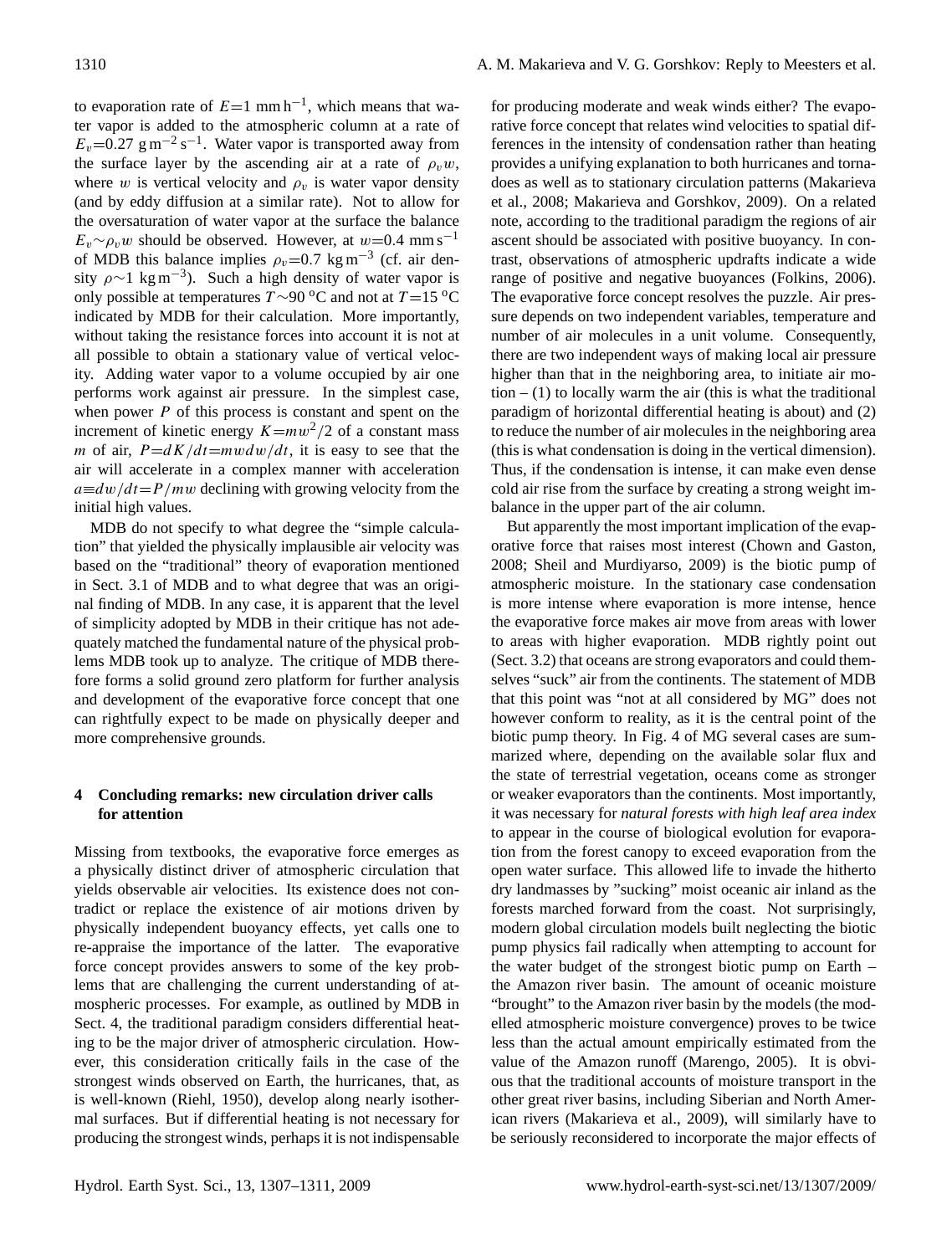to evaporation rate of $E$=1 mm h$^{-1}$, which means that water vapor is added to the atmospheric column at a rate of $E_v$=0.27 g m$^{-2}$ s$^{-1}$. Water vapor is transported away from the surface layer by the ascending air at a rate of $\rho_v w$, where $w$ is vertical velocity and $\rho_v$ is water vapor density (and by eddy diffusion at a similar rate). Not to allow for the oversaturation of water vapor at the surface the balance $E_v \sim \rho_v w$ should be observed. However, at $w$=0.4 mm s$^{-1}$ of MDB this balance implies $\rho_v$=0.7 kg m$^{-3}$ (cf. air density $\rho \sim 1$ kg m$^{-3}$). Such a high density of water vapor is only possible at temperatures $T \sim 90$ °C and not at $T$=15 °C indicated by MDB for their calculation. More importantly, without taking the resistance forces into account it is not at all possible to obtain a stationary value of vertical velocity. Adding water vapor to a volume occupied by air one performs work against air pressure. In the simplest case, when power $P$ of this process is constant and spent on the increment of kinetic energy $K$=$mw^2/2$ of a constant mass $m$ of air, $P$=$dK/dt$=$mwdw/dt$, it is easy to see that the air will accelerate in a complex manner with acceleration $a \equiv dw/dt$=$P/mw$ declining with growing velocity from the initial high values.

MDB do not specify to what degree the "simple calculation" that yielded the physically implausible air velocity was based on the "traditional" theory of evaporation mentioned in Sect. 3.1 of MDB and to what degree that was an original finding of MDB. In any case, it is apparent that the level of simplicity adopted by MDB in their critique has not adequately matched the fundamental nature of the physical problems MDB took up to analyze. The critique of MDB therefore forms a solid ground zero platform for further analysis and development of the evaporative force concept that one can rightfully expect to be made on physically deeper and more comprehensive grounds.

## 4 Concluding remarks: new circulation driver calls for attention

Missing from textbooks, the evaporative force emerges as a physically distinct driver of atmospheric circulation that yields observable air velocities. Its existence does not contradict or replace the existence of air motions driven by physically independent buoyancy effects, yet calls one to re-appraise the importance of the latter. The evaporative force concept provides answers to some of the key problems that are challenging the current understanding of atmospheric processes. For example, as outlined by MDB in Sect. 4, the traditional paradigm considers differential heating to be the major driver of atmospheric circulation. However, this consideration critically fails in the case of the strongest winds observed on Earth, the hurricanes, that, as is well-known (Riehl, 1950), develop along nearly isothermal surfaces. But if differential heating is not necessary for producing the strongest winds, perhaps it is not indispensable for producing moderate and weak winds either? The evaporative force concept that relates wind velocities to spatial differences in the intensity of condensation rather than heating provides a unifying explanation to both hurricanes and tornadoes as well as to stationary circulation patterns (Makarieva et al., 2008; Makarieva and Gorshkov, 2009). On a related note, according to the traditional paradigm the regions of air ascent should be associated with positive buoyancy. In contrast, observations of atmospheric updrafts indicate a wide range of positive and negative buoyances (Folkins, 2006). The evaporative force concept resolves the puzzle. Air pressure depends on two independent variables, temperature and number of air molecules in a unit volume. Consequently, there are two independent ways of making local air pressure higher than that in the neighboring area, to initiate air motion – (1) to locally warm the air (this is what the traditional paradigm of horizontal differential heating is about) and (2) to reduce the number of air molecules in the neighboring area (this is what condensation is doing in the vertical dimension). Thus, if the condensation is intense, it can make even dense cold air rise from the surface by creating a strong weight imbalance in the upper part of the air column.

But apparently the most important implication of the evaporative force that raises most interest (Chown and Gaston, 2008; Sheil and Murdiyarso, 2009) is the biotic pump of atmospheric moisture. In the stationary case condensation is more intense where evaporation is more intense, hence the evaporative force makes air move from areas with lower to areas with higher evaporation. MDB rightly point out (Sect. 3.2) that oceans are strong evaporators and could themselves "suck" air from the continents. The statement of MDB that this point was "not at all considered by MG" does not however conform to reality, as it is the central point of the biotic pump theory. In Fig. 4 of MG several cases are summarized where, depending on the available solar flux and the state of terrestrial vegetation, oceans come as stronger or weaker evaporators than the continents. Most importantly, it was necessary for *natural forests with high leaf area index* to appear in the course of biological evolution for evaporation from the forest canopy to exceed evaporation from the open water surface. This allowed life to invade the hitherto dry landmasses by "sucking" moist oceanic air inland as the forests marched forward from the coast. Not surprisingly, modern global circulation models built neglecting the biotic pump physics fail radically when attempting to account for the water budget of the strongest biotic pump on Earth – the Amazon river basin. The amount of oceanic moisture "brought" to the Amazon river basin by the models (the modelled atmospheric moisture convergence) proves to be twice less than the actual amount empirically estimated from the value of the Amazon runoff (Marengo, 2005). It is obvious that the traditional accounts of moisture transport in the other great river basins, including Siberian and North American rivers (Makarieva et al., 2009), will similarly have to be seriously reconsidered to incorporate the major effects of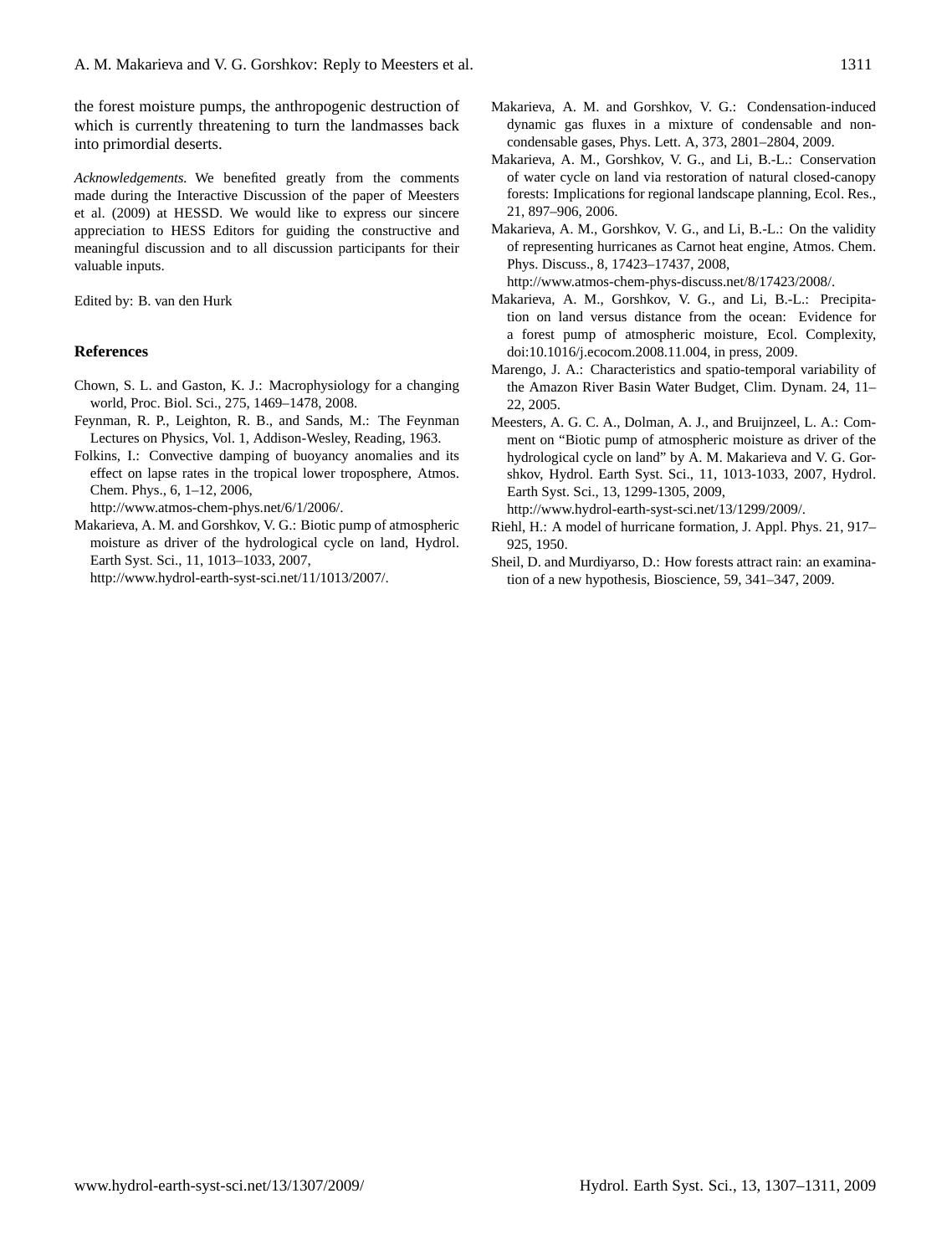the forest moisture pumps, the anthropogenic destruction of which is currently threatening to turn the landmasses back into primordial deserts.

*Acknowledgements.* We benefited greatly from the comments made during the Interactive Discussion of the paper of Meesters et al. (2009) at HESSD. We would like to express our sincere appreciation to HESS Editors for guiding the constructive and meaningful discussion and to all discussion participants for their valuable inputs.

Edited by: B. van den Hurk

## References

Chown, S. L. and Gaston, K. J.: Macrophysiology for a changing world, Proc. Biol. Sci., 275, 1469–1478, 2008.

Feynman, R. P., Leighton, R. B., and Sands, M.: The Feynman Lectures on Physics, Vol. 1, Addison-Wesley, Reading, 1963.

Folkins, I.: Convective damping of buoyancy anomalies and its effect on lapse rates in the tropical lower troposphere, Atmos. Chem. Phys., 6, 1–12, 2006, http://www.atmos-chem-phys.net/6/1/2006/.

Makarieva, A. M. and Gorshkov, V. G.: Biotic pump of atmospheric moisture as driver of the hydrological cycle on land, Hydrol. Earth Syst. Sci., 11, 1013–1033, 2007, http://www.hydrol-earth-syst-sci.net/11/1013/2007/.

Makarieva, A. M. and Gorshkov, V. G.: Condensation-induced dynamic gas fluxes in a mixture of condensable and non-condensable gases, Phys. Lett. A, 373, 2801–2804, 2009.

Makarieva, A. M., Gorshkov, V. G., and Li, B.-L.: Conservation of water cycle on land via restoration of natural closed-canopy forests: Implications for regional landscape planning, Ecol. Res., 21, 897–906, 2006.

Makarieva, A. M., Gorshkov, V. G., and Li, B.-L.: On the validity of representing hurricanes as Carnot heat engine, Atmos. Chem. Phys. Discuss., 8, 17423–17437, 2008, http://www.atmos-chem-phys-discuss.net/8/17423/2008/.

Makarieva, A. M., Gorshkov, V. G., and Li, B.-L.: Precipitation on land versus distance from the ocean: Evidence for a forest pump of atmospheric moisture, Ecol. Complexity, doi:10.1016/j.ecocom.2008.11.004, in press, 2009.

Marengo, J. A.: Characteristics and spatio-temporal variability of the Amazon River Basin Water Budget, Clim. Dynam. 24, 11–22, 2005.

Meesters, A. G. C. A., Dolman, A. J., and Bruijnzeel, L. A.: Comment on "Biotic pump of atmospheric moisture as driver of the hydrological cycle on land" by A. M. Makarieva and V. G. Gorshkov, Hydrol. Earth Syst. Sci., 11, 1013-1033, 2007, Hydrol. Earth Syst. Sci., 13, 1299-1305, 2009, http://www.hydrol-earth-syst-sci.net/13/1299/2009/.

Riehl, H.: A model of hurricane formation, J. Appl. Phys. 21, 917–925, 1950.

Sheil, D. and Murdiyarso, D.: How forests attract rain: an examination of a new hypothesis, Bioscience, 59, 341–347, 2009.